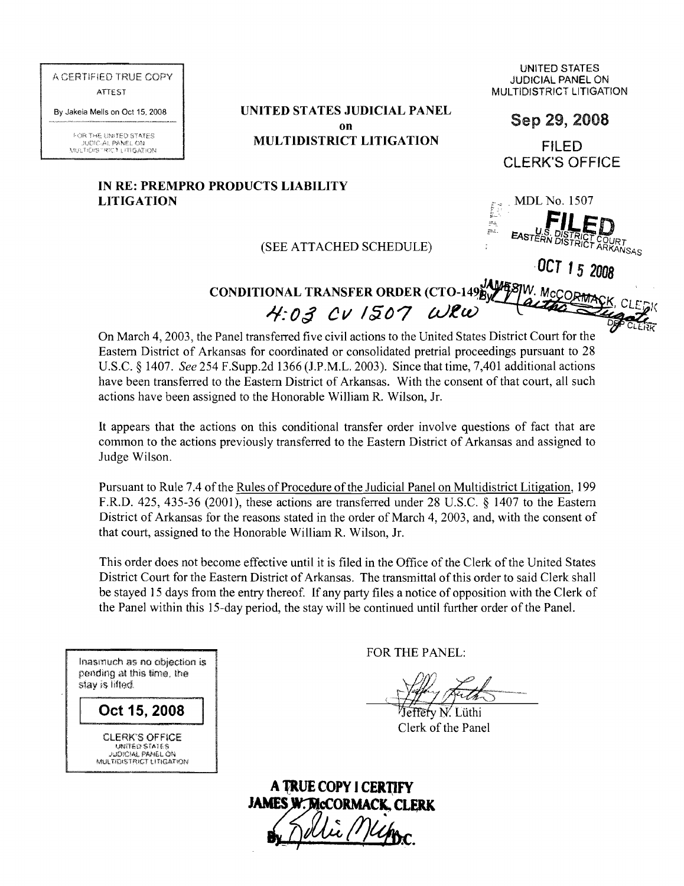A CERTIFIED TRUE COPY
ATTEST

By Jakeia Mells on Oct 15, 2008

FOR THE UNITED STATES JUDICIAL PANEL ON MULTIDISTRICT LITIGATION

UNITED STATES JUDICIAL PANEL ON MULTIDISTRICT LITIGATION

**Sep 29, 2008**

FILED
CLERK'S OFFICE

**UNITED STATES JUDICIAL PANEL on MULTIDISTRICT LITIGATION**

**IN RE: PREMPRO PRODUCTS LIABILITY LITIGATION**

MDL No. 1507

**FILED**
U.S. DISTRICT COURT
EASTERN DISTRICT ARKANSAS

OCT 15 2008

JAMES W. McCORMACK, CLERK
By: DEP CLERK

(SEE ATTACHED SCHEDULE)

**CONDITIONAL TRANSFER ORDER (CTO-149)**

4:03 CV 1507 WRW

On March 4, 2003, the Panel transferred five civil actions to the United States District Court for the Eastern District of Arkansas for coordinated or consolidated pretrial proceedings pursuant to 28 U.S.C. § 1407. *See* 254 F.Supp.2d 1366 (J.P.M.L. 2003). Since that time, 7,401 additional actions have been transferred to the Eastern District of Arkansas. With the consent of that court, all such actions have been assigned to the Honorable William R. Wilson, Jr.

It appears that the actions on this conditional transfer order involve questions of fact that are common to the actions previously transferred to the Eastern District of Arkansas and assigned to Judge Wilson.

Pursuant to Rule 7.4 of the Rules of Procedure of the Judicial Panel on Multidistrict Litigation, 199 F.R.D. 425, 435-36 (2001), these actions are transferred under 28 U.S.C. § 1407 to the Eastern District of Arkansas for the reasons stated in the order of March 4, 2003, and, with the consent of that court, assigned to the Honorable William R. Wilson, Jr.

This order does not become effective until it is filed in the Office of the Clerk of the United States District Court for the Eastern District of Arkansas. The transmittal of this order to said Clerk shall be stayed 15 days from the entry thereof. If any party files a notice of opposition with the Clerk of the Panel within this 15-day period, the stay will be continued until further order of the Panel.

Inasmuch as no objection is pending at this time, the stay is lifted.

**Oct 15, 2008**

CLERK'S OFFICE
UNITED STATES JUDICIAL PANEL ON MULTIDISTRICT LITIGATION

FOR THE PANEL:

Jeffery N. Lüthi
Clerk of the Panel

**A TRUE COPY I CERTIFY**
**JAMES W. McCORMACK, CLERK**
**By D.C.**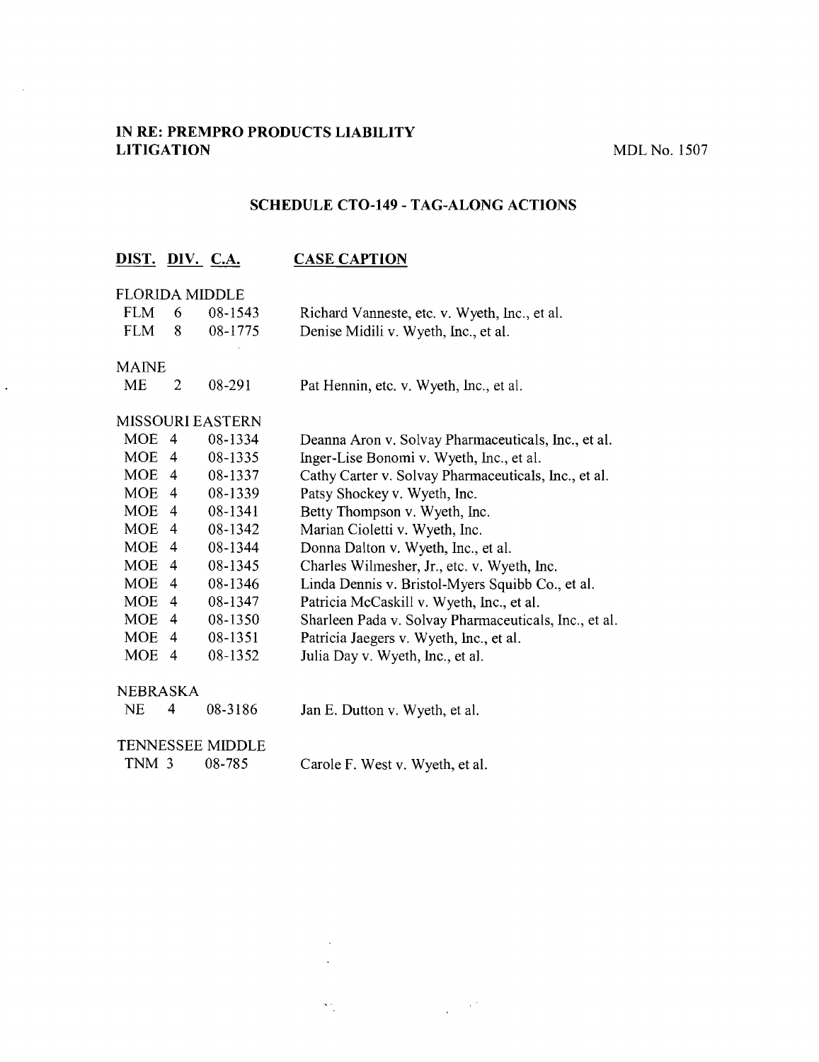**IN RE: PREMPRO PRODUCTS LIABILITY LITIGATION** MDL No. 1507

## SCHEDULE CTO-149 - TAG-ALONG ACTIONS

| DIST. | DIV. | C.A. | CASE CAPTION |
|---|---|---|---|
| FLORIDA MIDDLE | | | |
| FLM | 6 | 08-1543 | Richard Vanneste, etc. v. Wyeth, Inc., et al. |
| FLM | 8 | 08-1775 | Denise Midili v. Wyeth, Inc., et al. |
| MAINE | | | |
| ME | 2 | 08-291 | Pat Hennin, etc. v. Wyeth, Inc., et al. |
| MISSOURI EASTERN | | | |
| MOE | 4 | 08-1334 | Deanna Aron v. Solvay Pharmaceuticals, Inc., et al. |
| MOE | 4 | 08-1335 | Inger-Lise Bonomi v. Wyeth, Inc., et al. |
| MOE | 4 | 08-1337 | Cathy Carter v. Solvay Pharmaceuticals, Inc., et al. |
| MOE | 4 | 08-1339 | Patsy Shockey v. Wyeth, Inc. |
| MOE | 4 | 08-1341 | Betty Thompson v. Wyeth, Inc. |
| MOE | 4 | 08-1342 | Marian Cioletti v. Wyeth, Inc. |
| MOE | 4 | 08-1344 | Donna Dalton v. Wyeth, Inc., et al. |
| MOE | 4 | 08-1345 | Charles Wilmesher, Jr., etc. v. Wyeth, Inc. |
| MOE | 4 | 08-1346 | Linda Dennis v. Bristol-Myers Squibb Co., et al. |
| MOE | 4 | 08-1347 | Patricia McCaskill v. Wyeth, Inc., et al. |
| MOE | 4 | 08-1350 | Sharleen Pada v. Solvay Pharmaceuticals, Inc., et al. |
| MOE | 4 | 08-1351 | Patricia Jaegers v. Wyeth, Inc., et al. |
| MOE | 4 | 08-1352 | Julia Day v. Wyeth, Inc., et al. |
| NEBRASKA | | | |
| NE | 4 | 08-3186 | Jan E. Dutton v. Wyeth, et al. |
| TENNESSEE MIDDLE | | | |
| TNM | 3 | 08-785 | Carole F. West v. Wyeth, et al. |